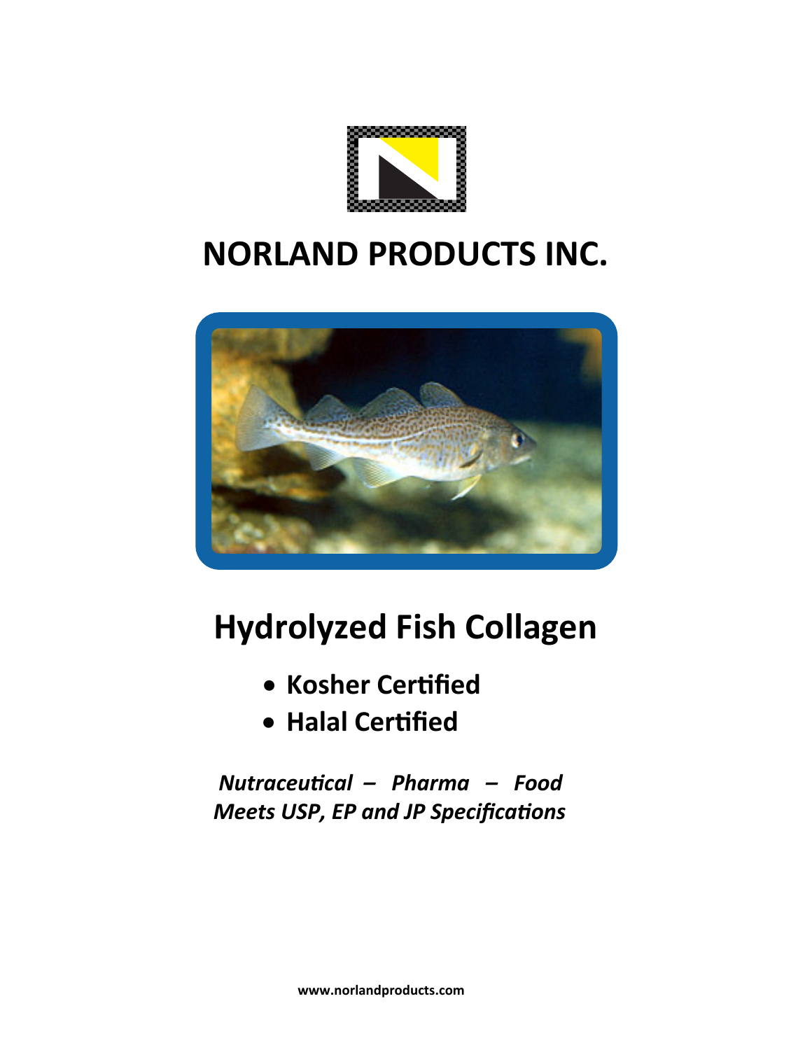# NORLAND PRODUCTS INC.

## Hydrolyzed Fish Collagen

- **Kosher Certified**
- **Halal Certified**

***Nutraceutical – Pharma – Food***
***Meets USP, EP and JP Specifications***

**www.norlandproducts.com**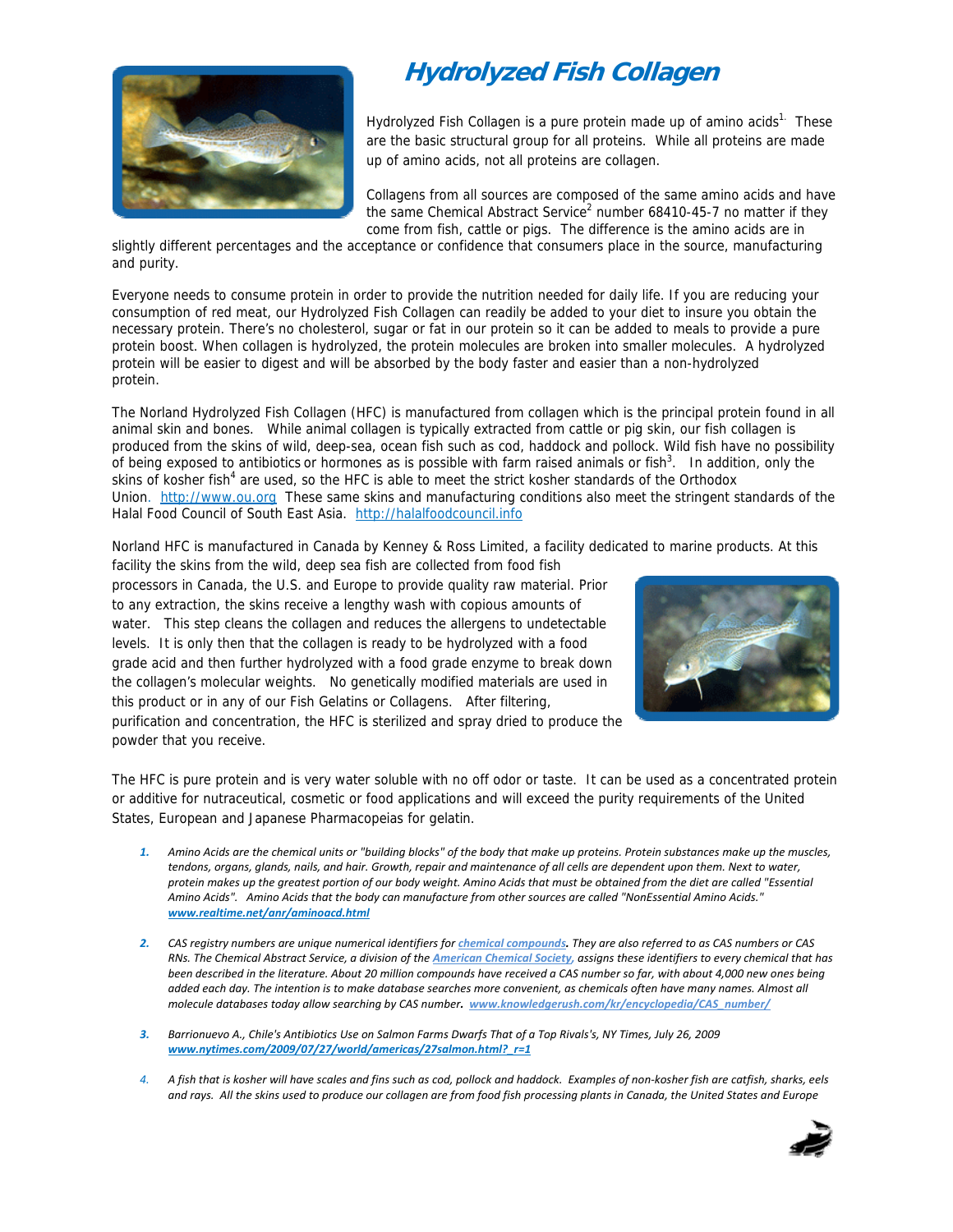# Hydrolyzed Fish Collagen

Hydrolyzed Fish Collagen is a pure protein made up of amino acids[1]. These are the basic structural group for all proteins. While all proteins are made up of amino acids, not all proteins are collagen.

Collagens from all sources are composed of the same amino acids and have the same Chemical Abstract Service[2] number 68410-45-7 no matter if they come from fish, cattle or pigs. The difference is the amino acids are in slightly different percentages and the acceptance or confidence that consumers place in the source, manufacturing and purity.

Everyone needs to consume protein in order to provide the nutrition needed for daily life. If you are reducing your consumption of red meat, our Hydrolyzed Fish Collagen can readily be added to your diet to insure you obtain the necessary protein. There's no cholesterol, sugar or fat in our protein so it can be added to meals to provide a pure protein boost. When collagen is hydrolyzed, the protein molecules are broken into smaller molecules. A hydrolyzed protein will be easier to digest and will be absorbed by the body faster and easier than a non-hydrolyzed protein.

The Norland Hydrolyzed Fish Collagen (HFC) is manufactured from collagen which is the principal protein found in all animal skin and bones. While animal collagen is typically extracted from cattle or pig skin, our fish collagen is produced from the skins of wild, deep-sea, ocean fish such as cod, haddock and pollock. Wild fish have no possibility of being exposed to antibiotics or hormones as is possible with farm raised animals or fish[3]. In addition, only the skins of kosher fish[4] are used, so the HFC is able to meet the strict kosher standards of the Orthodox Union. http://www.ou.org These same skins and manufacturing conditions also meet the stringent standards of the Halal Food Council of South East Asia. http://halalfoodcouncil.info

Norland HFC is manufactured in Canada by Kenney & Ross Limited, a facility dedicated to marine products. At this facility the skins from the wild, deep sea fish are collected from food fish processors in Canada, the U.S. and Europe to provide quality raw material. Prior to any extraction, the skins receive a lengthy wash with copious amounts of water. This step cleans the collagen and reduces the allergens to undetectable levels. It is only then that the collagen is ready to be hydrolyzed with a food grade acid and then further hydrolyzed with a food grade enzyme to break down the collagen's molecular weights. No genetically modified materials are used in this product or in any of our Fish Gelatins or Collagens. After filtering, purification and concentration, the HFC is sterilized and spray dried to produce the powder that you receive.

The HFC is pure protein and is very water soluble with no off odor or taste. It can be used as a concentrated protein or additive for nutraceutical, cosmetic or food applications and will exceed the purity requirements of the United States, European and Japanese Pharmacopeias for gelatin.

1. *Amino Acids are the chemical units or "building blocks" of the body that make up proteins. Protein substances make up the muscles, tendons, organs, glands, nails, and hair. Growth, repair and maintenance of all cells are dependent upon them. Next to water, protein makes up the greatest portion of our body weight. Amino Acids that must be obtained from the diet are called "Essential Amino Acids". Amino Acids that the body can manufacture from other sources are called "NonEssential Amino Acids."* ***www.realtime.net/anr/aminoacd.html***

2. *CAS registry numbers are unique numerical identifiers for **chemical compounds**. They are also referred to as CAS numbers or CAS RNs. The Chemical Abstract Service, a division of the **American Chemical Society**, assigns these identifiers to every chemical that has been described in the literature. About 20 million compounds have received a CAS number so far, with about 4,000 new ones being added each day. The intention is to make database searches more convenient, as chemicals often have many names. Almost all molecule databases today allow searching by CAS number.* ***www.knowledgerush.com/kr/encyclopedia/CAS_number/***

3. *Barrionuevo A., Chile's Antibiotics Use on Salmon Farms Dwarfs That of a Top Rivals's, NY Times, July 26, 2009* ***www.nytimes.com/2009/07/27/world/americas/27salmon.html?_r=1***

4. *A fish that is kosher will have scales and fins such as cod, pollock and haddock. Examples of non-kosher fish are catfish, sharks, eels and rays. All the skins used to produce our collagen are from food fish processing plants in Canada, the United States and Europe*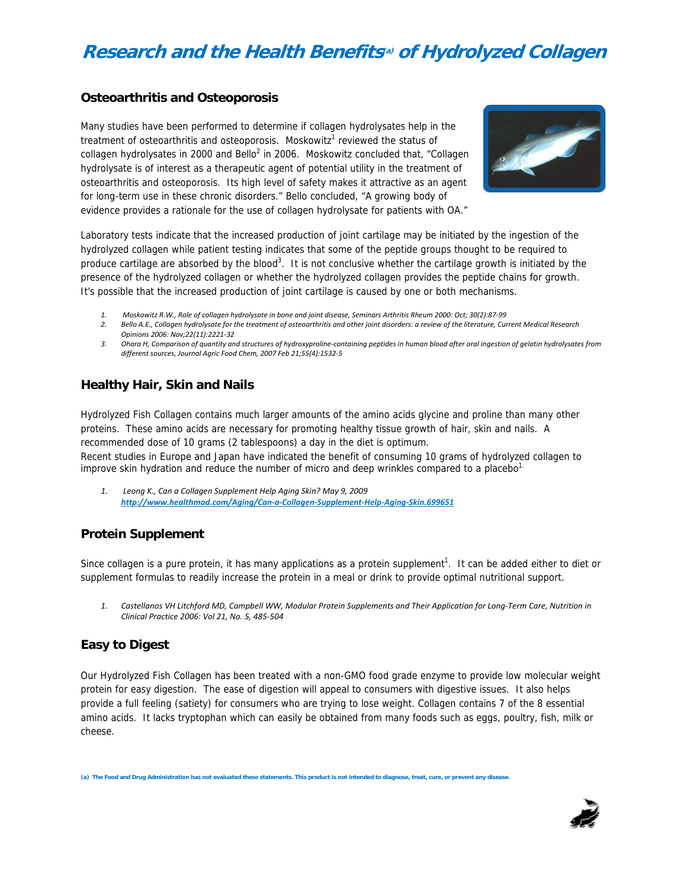# Research and the Health Benefits[a] of Hydrolyzed Collagen

## Osteoarthritis and Osteoporosis

Many studies have been performed to determine if collagen hydrolysates help in the treatment of osteoarthritis and osteoporosis. Moskowitz[1] reviewed the status of collagen hydrolysates in 2000 and Bello[2] in 2006. Moskowitz concluded that, "Collagen hydrolysate is of interest as a therapeutic agent of potential utility in the treatment of osteoarthritis and osteoporosis. Its high level of safety makes it attractive as an agent for long-term use in these chronic disorders." Bello concluded, "A growing body of evidence provides a rationale for the use of collagen hydrolysate for patients with OA."

Laboratory tests indicate that the increased production of joint cartilage may be initiated by the ingestion of the hydrolyzed collagen while patient testing indicates that some of the peptide groups thought to be required to produce cartilage are absorbed by the blood[3]. It is not conclusive whether the cartilage growth is initiated by the presence of the hydrolyzed collagen or whether the hydrolyzed collagen provides the peptide chains for growth. It's possible that the increased production of joint cartilage is caused by one or both mechanisms.

1. *Moskowitz R.W., Role of collagen hydrolysate in bone and joint disease, Seminars Arthritis Rheum 2000: Oct; 30(2):87-99*
2. *Bello A.E., Collagen hydrolysate for the treatment of osteoarthritis and other joint disorders: a review of the literature, Current Medical Research Opinions 2006: Nov;22(11):2221-32*
3. *Ohara H, Comparison of quantity and structures of hydroxyproline-containing peptides in human blood after oral ingestion of gelatin hydrolysates from different sources, Journal Agric Food Chem, 2007 Feb 21;55(4):1532-5*

## Healthy Hair, Skin and Nails

Hydrolyzed Fish Collagen contains much larger amounts of the amino acids glycine and proline than many other proteins. These amino acids are necessary for promoting healthy tissue growth of hair, skin and nails. A recommended dose of 10 grams (2 tablespoons) a day in the diet is optimum.
Recent studies in Europe and Japan have indicated the benefit of consuming 10 grams of hydrolyzed collagen to improve skin hydration and reduce the number of micro and deep wrinkles compared to a placebo[1].

1. *Leong K., Can a Collagen Supplement Help Aging Skin? May 9, 2009* ***http://www.healthmad.com/Aging/Can-a-Collagen-Supplement-Help-Aging-Skin.699651***

## Protein Supplement

Since collagen is a pure protein, it has many applications as a protein supplement[1]. It can be added either to diet or supplement formulas to readily increase the protein in a meal or drink to provide optimal nutritional support.

1. *Castellanos VH Litchford MD, Campbell WW, Modular Protein Supplements and Their Application for Long-Term Care, Nutrition in Clinical Practice 2006: Vol 21, No. 5, 485-504*

## Easy to Digest

Our Hydrolyzed Fish Collagen has been treated with a non-GMO food grade enzyme to provide low molecular weight protein for easy digestion. The ease of digestion will appeal to consumers with digestive issues. It also helps provide a full feeling (satiety) for consumers who are trying to lose weight. Collagen contains 7 of the 8 essential amino acids. It lacks tryptophan which can easily be obtained from many foods such as eggs, poultry, fish, milk or cheese.

**(a) The Food and Drug Administration has not evaluated these statements. This product is not intended to diagnose, treat, cure, or prevent any disease.**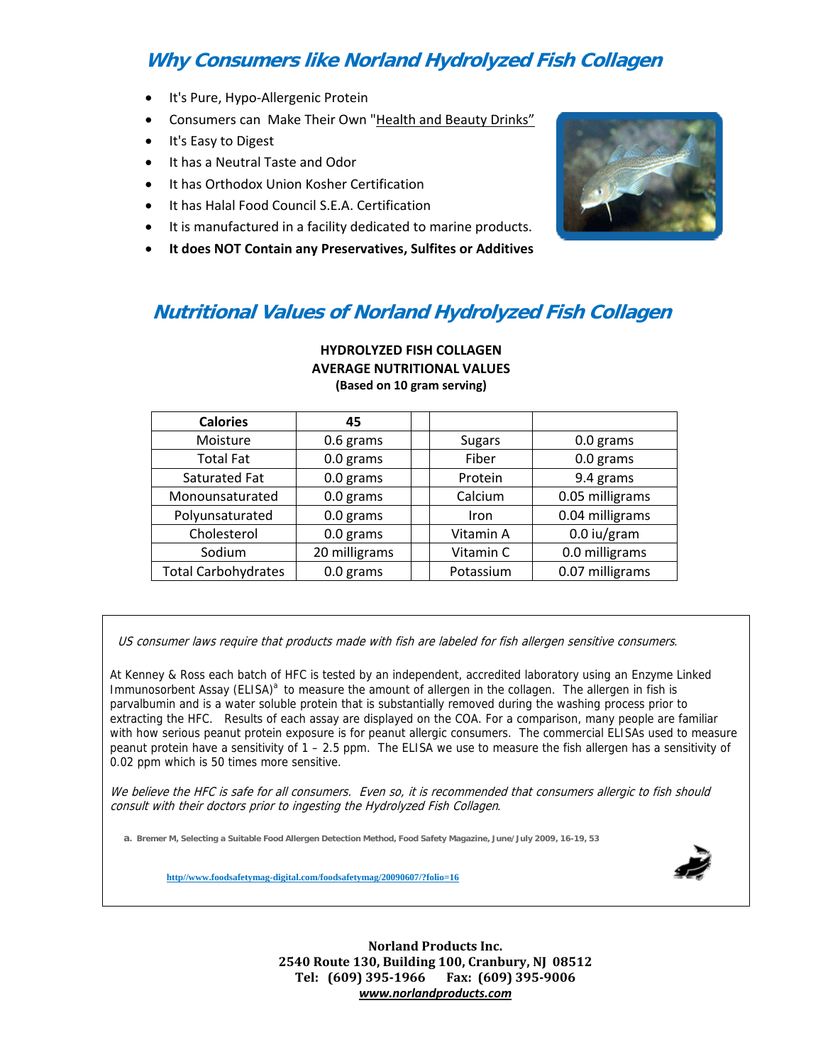## *Why Consumers like Norland Hydrolyzed Fish Collagen*

- It's Pure, Hypo-Allergenic Protein
- Consumers can Make Their Own "Health and Beauty Drinks"
- It's Easy to Digest
- It has a Neutral Taste and Odor
- It has Orthodox Union Kosher Certification
- It has Halal Food Council S.E.A. Certification
- It is manufactured in a facility dedicated to marine products.
- **It does NOT Contain any Preservatives, Sulfites or Additives**

## *Nutritional Values of Norland Hydrolyzed Fish Collagen*

**HYDROLYZED FISH COLLAGEN**
**AVERAGE NUTRITIONAL VALUES**
**(Based on 10 gram serving)**

| **Calories** | **45** | | | |
|---|---|---|---|---|
| Moisture | 0.6 grams | | Sugars | 0.0 grams |
| Total Fat | 0.0 grams | | Fiber | 0.0 grams |
| Saturated Fat | 0.0 grams | | Protein | 9.4 grams |
| Monounsaturated | 0.0 grams | | Calcium | 0.05 milligrams |
| Polyunsaturated | 0.0 grams | | Iron | 0.04 milligrams |
| Cholesterol | 0.0 grams | | Vitamin A | 0.0 iu/gram |
| Sodium | 20 milligrams | | Vitamin C | 0.0 milligrams |
| Total Carbohydrates | 0.0 grams | | Potassium | 0.07 milligrams |

*US consumer laws require that products made with fish are labeled for fish allergen sensitive consumers.*

At Kenney & Ross each batch of HFC is tested by an independent, accredited laboratory using an Enzyme Linked Immunosorbent Assay (ELISA)[a] to measure the amount of allergen in the collagen. The allergen in fish is parvalbumin and is a water soluble protein that is substantially removed during the washing process prior to extracting the HFC. Results of each assay are displayed on the COA. For a comparison, many people are familiar with how serious peanut protein exposure is for peanut allergic consumers. The commercial ELISAs used to measure peanut protein have a sensitivity of 1 – 2.5 ppm. The ELISA we use to measure the fish allergen has a sensitivity of 0.02 ppm which is 50 times more sensitive.

*We believe the HFC is safe for all consumers. Even so, it is recommended that consumers allergic to fish should consult with their doctors prior to ingesting the Hydrolyzed Fish Collagen.*

a. Bremer M, Selecting a Suitable Food Allergen Detection Method, Food Safety Magazine, June/July 2009, 16-19, 53

http//www.foodsafetymag-digital.com/foodsafetymag/20090607/?folio=16

**Norland Products Inc.**
**2540 Route 130, Building 100, Cranbury, NJ 08512**
**Tel: (609) 395-1966 Fax: (609) 395-9006**
***www.norlandproducts.com***